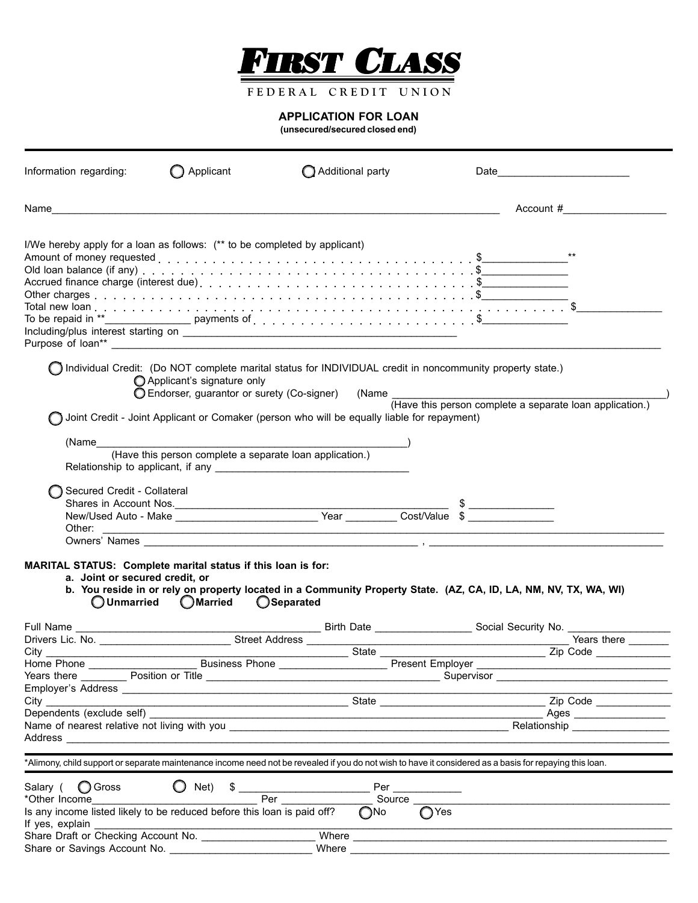# FIRST CLASS

FEDERAL CREDIT UNION

## APPLICATION FOR LOAN

**(unsecured/secured closed end)**

Information regarding: ◯ Applicant ◯ Additional party Date______________________

Name______________________________________________________________________________ Account #_________________

I/We hereby apply for a loan as follows: (** to be completed by applicant)

Amount of money requested . . . . . . . . . . . . . . . . . . . . . . . . . . . . . . . . $______________**

Old loan balance (if any) . . . . . . . . . . . . . . . . . . . . . . . . . . . . . . . . . $______________

Accrued finance charge (interest due) . . . . . . . . . . . . . . . . . . . . . . . . . $______________

Other charges . . . . . . . . . . . . . . . . . . . . . . . . . . . . . . . . . . . . . . . . $______________

Total new loan . . . . . . . . . . . . . . . . . . . . . . . . . . . . . . . . . . . . . . . . . . . . . . . . . . $______________

To be repaid in **_______________ payments of . . . . . . . . . . . . . . . . . . . . . . . $______________

Including/plus interest starting on _______________________________________________

Purpose of loan** _____________________________________________________________________________________________

◯ Individual Credit: (Do NOT complete marital status for INDIVIDUAL credit in noncommunity property state.)

◯ Applicant's signature only

◯ Endorser, guarantor or surety (Co-signer) (Name ______________________________________________________)

(Have this person complete a separate loan application.)

◯ Joint Credit - Joint Applicant or Comaker (person who will be equally liable for repayment)

(Name________________________________________________________)

(Have this person complete a separate loan application.)

Relationship to applicant, if any _________________________________

◯ Secured Credit - Collateral

Shares in Account Nos.______________________________________________ $ ______________

New/Used Auto - Make ________________________ Year ________ Cost/Value $ ______________

Other: _____________________________________________________________________________________________

Owners' Names ____________________________________________ , ________________________________________

**MARITAL STATUS: Complete marital status if this loan is for:**

**a. Joint or secured credit, or**

**b. You reside in or rely on property located in a Community Property State. (AZ, CA, ID, LA, NM, NV, TX, WA, WI)**

◯ **Unmarried** ◯ **Married** ◯ **Separated**

Full Name ____________________________________________ Birth Date ________________ Social Security No. _________________

Drivers Lic. No. ______________________ Street Address ___________________________________________ Years there _______

City ___________________________________________________ State ____________________________ Zip Code ____________

Home Phone __________________ Business Phone _________________ Present Employer ________________________________

Years there ________ Position or Title ______________________________________ Supervisor _____________________________

Employer's Address ____________________________________________________________________________________________

City ___________________________________________________ State ____________________________ Zip Code ____________

Dependents (exclude self) ______________________________________________________________________ Ages ________________

Name of nearest relative not living with you ______________________________________________ Relationship ________________

Address ______________________________________________________________________________________________________

*Alimony, child support or separate maintenance income need not be revealed if you do not wish to have it considered as a basis for repaying this loan.

Salary ( ◯ Gross ◯ Net) $ ______________________ Per ___________

*Other Income___________________________ Per _______________ Source __________________________________________

Is any income listed likely to be reduced before this loan is paid off? ◯ No ◯ Yes

If yes, explain ___________________________________________________________________________________________________

Share Draft or Checking Account No. __________________ Where _____________________________________________________

Share or Savings Account No. ________________________ Where _____________________________________________________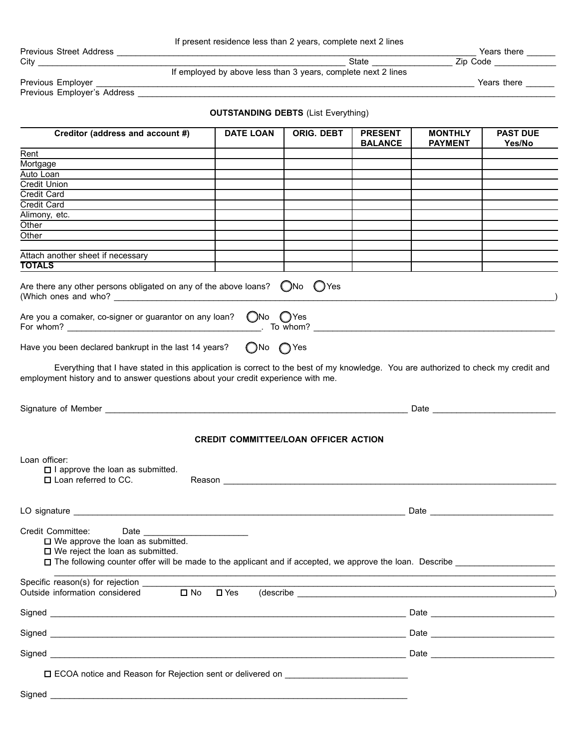If present residence less than 2 years, complete next 2 lines

Previous Street Address ______________________________________________ Years there ______

City ______________________________________________ State ________________ Zip Code ____________

If employed by above less than 3 years, complete next 2 lines

Previous Employer ______________________________________________ Years there ______

Previous Employer's Address ______________________________________________

**OUTSTANDING DEBTS** (List Everything)

| Creditor (address and account #) | DATE LOAN | ORIG. DEBT | PRESENT BALANCE | MONTHLY PAYMENT | PAST DUE Yes/No |
|---|---|---|---|---|---|
| Rent | | | | | |
| Mortgage | | | | | |
| Auto Loan | | | | | |
| Credit Union | | | | | |
| Credit Card | | | | | |
| Credit Card | | | | | |
| Alimony, etc. | | | | | |
| Other | | | | | |
| Other | | | | | |
| | | | | | |
| Attach another sheet if necessary | | | | | |
| **TOTALS** | | | | | |

Are there any other persons obligated on any of the above loans? ◯ No ◯ Yes

(Which ones and who? ______________________________________________)

Are you a comaker, co-signer or guarantor on any loan? ◯ No ◯ Yes

For whom? ______________________. To whom? ______________________

Have you been declared bankrupt in the last 14 years? ◯ No ◯ Yes

Everything that I have stated in this application is correct to the best of my knowledge. You are authorized to check my credit and employment history and to answer questions about your credit experience with me.

Signature of Member ______________________________________________ Date ______________________

**CREDIT COMMITTEE/LOAN OFFICER ACTION**

Loan officer:

- ☐ I approve the loan as submitted.
- ☐ Loan referred to CC. Reason ______________________________________________

LO signature ______________________________________________ Date ______________________

Credit Committee: Date ______________________

- ☐ We approve the loan as submitted.
- ☐ We reject the loan as submitted.
- ☐ The following counter offer will be made to the applicant and if accepted, we approve the loan. Describe ______________________

______________________________________________

Specific reason(s) for rejection ______________________________________________

Outside information considered ☐ No ☐ Yes (describe ______________________________________________)

Signed ______________________________________________ Date ______________________

Signed ______________________________________________ Date ______________________

Signed ______________________________________________ Date ______________________

☐ ECOA notice and Reason for Rejection sent or delivered on ______________________

Signed ______________________________________________